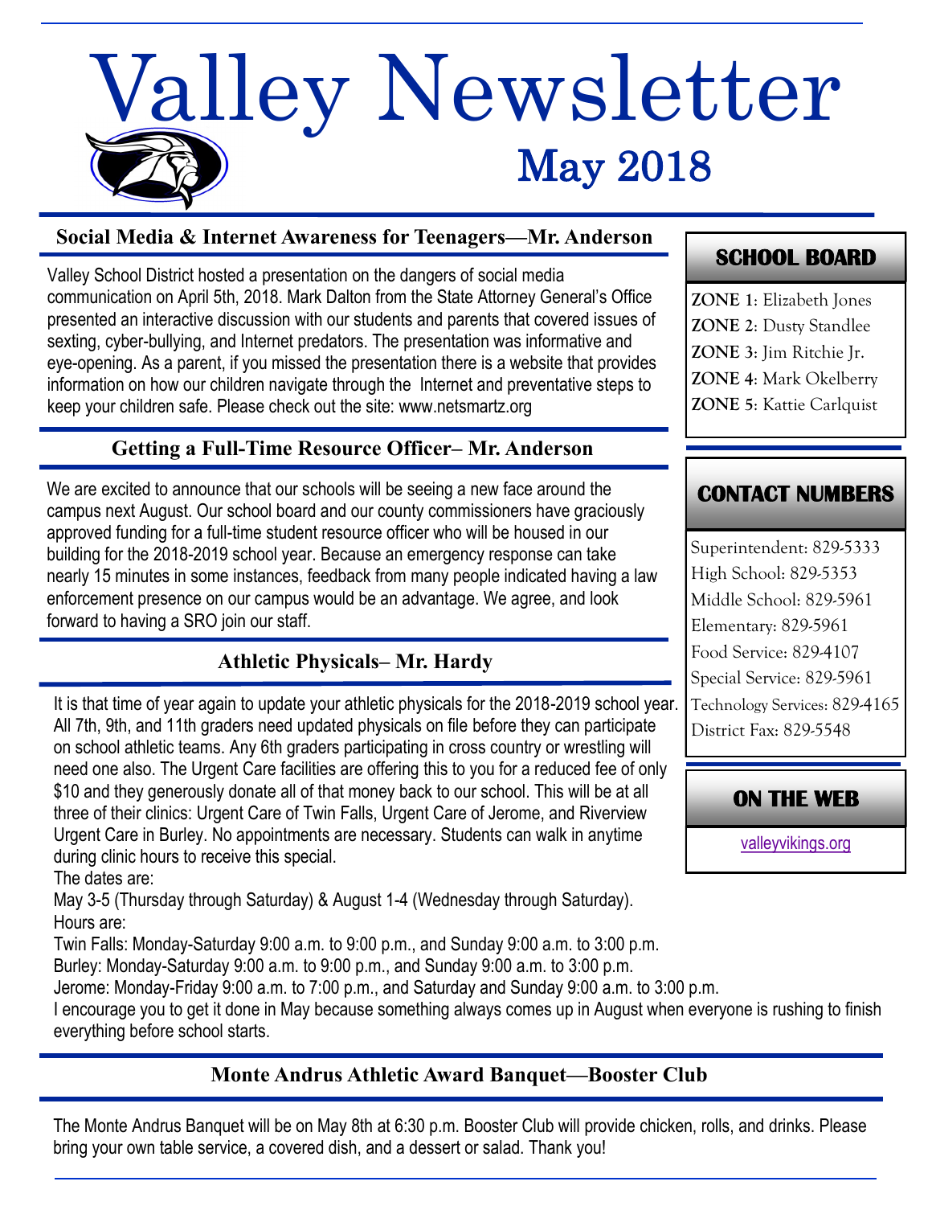# Valley Newsletter

## May 2018

### Social Media & Internet Awareness for Teenagers—Mr. Anderson

Valley School District hosted a presentation on the dangers of social media communication on April 5th, 2018. Mark Dalton from the State Attorney General's Office presented an interactive discussion with our students and parents that covered issues of sexting, cyber-bullying, and Internet predators. The presentation was informative and eye-opening. As a parent, if you missed the presentation there is a website that provides information on how our children navigate through the Internet and preventative steps to keep your children safe. Please check out the site: www.netsmartz.org

### Getting a Full-Time Resource Officer– Mr. Anderson

We are excited to announce that our schools will be seeing a new face around the campus next August. Our school board and our county commissioners have graciously approved funding for a full-time student resource officer who will be housed in our building for the 2018-2019 school year. Because an emergency response can take nearly 15 minutes in some instances, feedback from many people indicated having a law enforcement presence on our campus would be an advantage. We agree, and look forward to having a SRO join our staff.

### Athletic Physicals– Mr. Hardy

It is that time of year again to update your athletic physicals for the 2018-2019 school year. All 7th, 9th, and 11th graders need updated physicals on file before they can participate on school athletic teams. Any 6th graders participating in cross country or wrestling will need one also. The Urgent Care facilities are offering this to you for a reduced fee of only $10 and they generously donate all of that money back to our school. This will be at all three of their clinics: Urgent Care of Twin Falls, Urgent Care of Jerome, and Riverview Urgent Care in Burley. No appointments are necessary. Students can walk in anytime during clinic hours to receive this special.

The dates are:

May 3-5 (Thursday through Saturday) & August 1-4 (Wednesday through Saturday).

Hours are:

Twin Falls: Monday-Saturday 9:00 a.m. to 9:00 p.m., and Sunday 9:00 a.m. to 3:00 p.m.

Burley: Monday-Saturday 9:00 a.m. to 9:00 p.m., and Sunday 9:00 a.m. to 3:00 p.m.

Jerome: Monday-Friday 9:00 a.m. to 7:00 p.m., and Saturday and Sunday 9:00 a.m. to 3:00 p.m.

I encourage you to get it done in May because something always comes up in August when everyone is rushing to finish everything before school starts.

### Monte Andrus Athletic Award Banquet—Booster Club

The Monte Andrus Banquet will be on May 8th at 6:30 p.m. Booster Club will provide chicken, rolls, and drinks. Please bring your own table service, a covered dish, and a dessert or salad. Thank you!

### SCHOOL BOARD

**ZONE 1**: Elizabeth Jones
**ZONE 2**: Dusty Standlee
**ZONE 3**: Jim Ritchie Jr.
**ZONE 4**: Mark Okelberry
**ZONE 5**: Kattie Carlquist

### CONTACT NUMBERS

Superintendent: 829-5333
High School: 829-5353
Middle School: 829-5961
Elementary: 829-5961
Food Service: 829-4107
Special Service: 829-5961
Technology Services: 829-4165
District Fax: 829-5548

### ON THE WEB

valleyvikings.org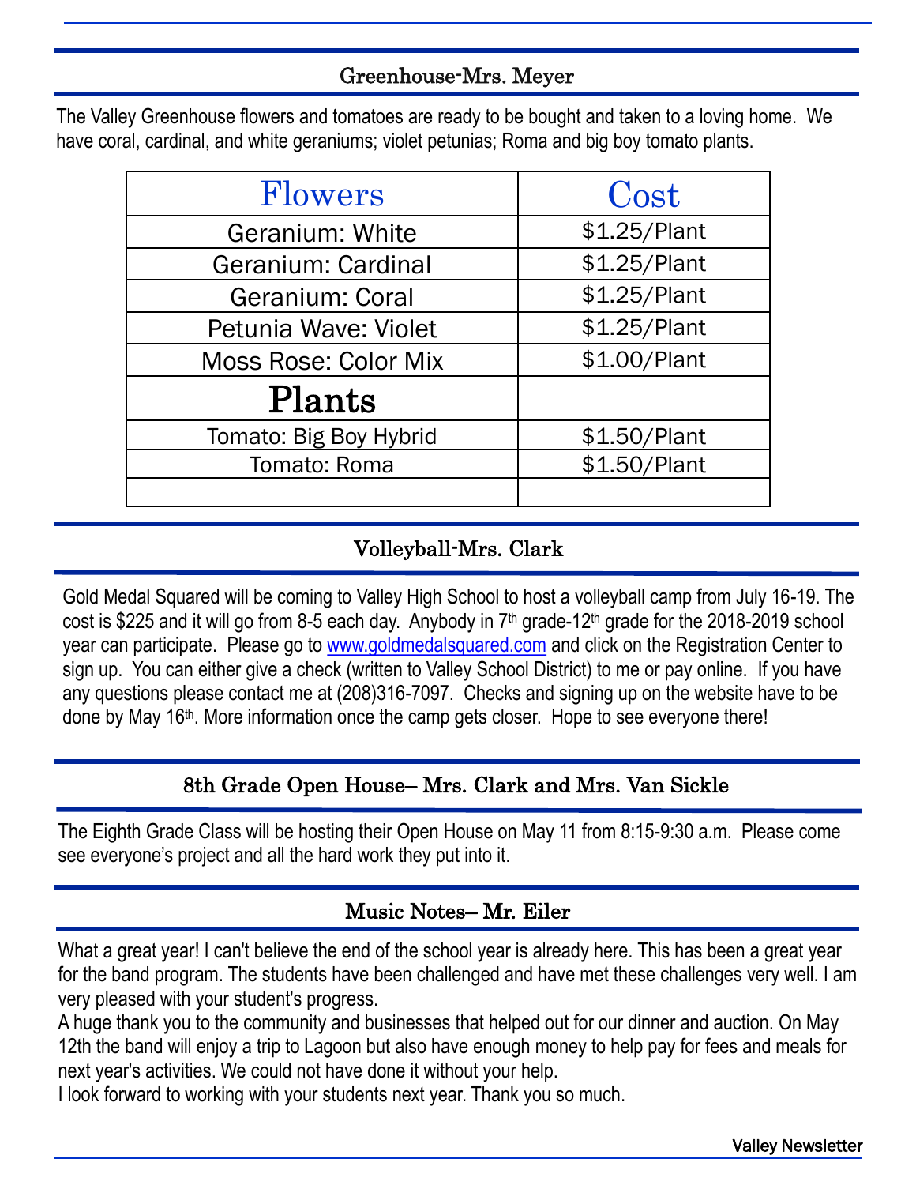## Greenhouse-Mrs. Meyer

The Valley Greenhouse flowers and tomatoes are ready to be bought and taken to a loving home. We have coral, cardinal, and white geraniums; violet petunias; Roma and big boy tomato plants.

| Flowers | Cost |
|---|---|
| Geranium: White | $1.25/Plant |
| Geranium: Cardinal | $1.25/Plant |
| Geranium: Coral | $1.25/Plant |
| Petunia Wave: Violet | $1.25/Plant |
| Moss Rose: Color Mix | $1.00/Plant |
| **Plants** | |
| Tomato: Big Boy Hybrid | $1.50/Plant |
| Tomato: Roma | $1.50/Plant |
| | |

## Volleyball-Mrs. Clark

Gold Medal Squared will be coming to Valley High School to host a volleyball camp from July 16-19. The cost is $225 and it will go from 8-5 each day. Anybody in 7th grade-12th grade for the 2018-2019 school year can participate. Please go to www.goldmedalsquared.com and click on the Registration Center to sign up. You can either give a check (written to Valley School District) to me or pay online. If you have any questions please contact me at (208)316-7097. Checks and signing up on the website have to be done by May 16th. More information once the camp gets closer. Hope to see everyone there!

## 8th Grade Open House– Mrs. Clark and Mrs. Van Sickle

The Eighth Grade Class will be hosting their Open House on May 11 from 8:15-9:30 a.m. Please come see everyone's project and all the hard work they put into it.

## Music Notes– Mr. Eiler

What a great year! I can't believe the end of the school year is already here. This has been a great year for the band program. The students have been challenged and have met these challenges very well. I am very pleased with your student's progress.

A huge thank you to the community and businesses that helped out for our dinner and auction. On May 12th the band will enjoy a trip to Lagoon but also have enough money to help pay for fees and meals for next year's activities. We could not have done it without your help.

I look forward to working with your students next year. Thank you so much.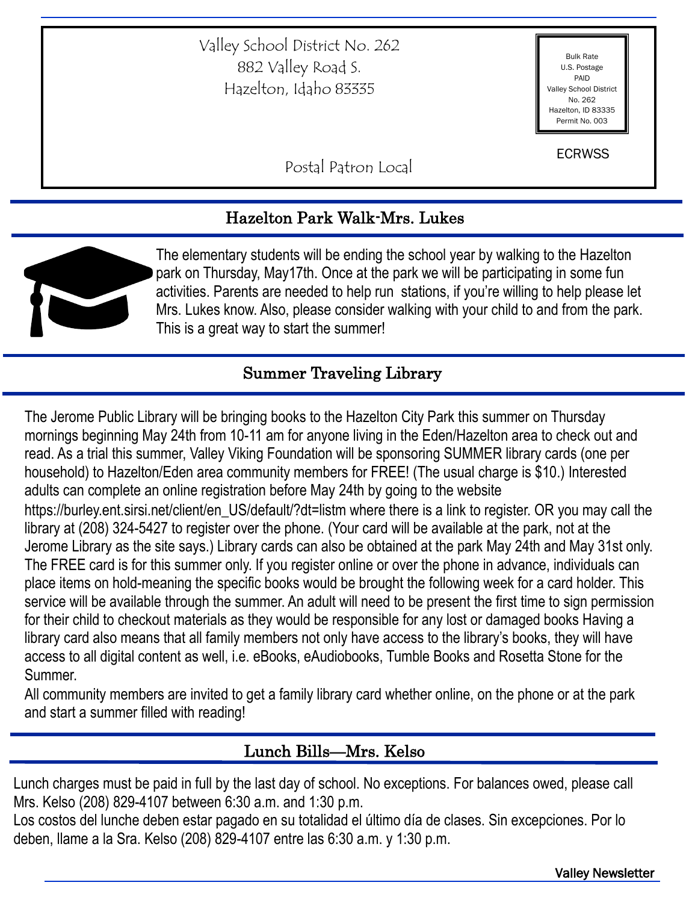Valley School District No. 262
882 Valley Road S.
Hazelton, Idaho 83335

Bulk Rate
U.S. Postage
PAID
Valley School District
No. 262
Hazelton, ID 83335
Permit No. 003

ECRWSS

Postal Patron Local

## Hazelton Park Walk-Mrs. Lukes

The elementary students will be ending the school year by walking to the Hazelton park on Thursday, May17th. Once at the park we will be participating in some fun activities. Parents are needed to help run stations, if you're willing to help please let Mrs. Lukes know. Also, please consider walking with your child to and from the park. This is a great way to start the summer!

## Summer Traveling Library

The Jerome Public Library will be bringing books to the Hazelton City Park this summer on Thursday mornings beginning May 24th from 10-11 am for anyone living in the Eden/Hazelton area to check out and read. As a trial this summer, Valley Viking Foundation will be sponsoring SUMMER library cards (one per household) to Hazelton/Eden area community members for FREE! (The usual charge is $10.) Interested adults can complete an online registration before May 24th by going to the website https://burley.ent.sirsi.net/client/en_US/default/?dt=listm where there is a link to register. OR you may call the library at (208) 324-5427 to register over the phone. (Your card will be available at the park, not at the Jerome Library as the site says.) Library cards can also be obtained at the park May 24th and May 31st only. The FREE card is for this summer only. If you register online or over the phone in advance, individuals can place items on hold-meaning the specific books would be brought the following week for a card holder. This service will be available through the summer. An adult will need to be present the first time to sign permission for their child to checkout materials as they would be responsible for any lost or damaged books Having a library card also means that all family members not only have access to the library's books, they will have access to all digital content as well, i.e. eBooks, eAudiobooks, Tumble Books and Rosetta Stone for the Summer.

All community members are invited to get a family library card whether online, on the phone or at the park and start a summer filled with reading!

## Lunch Bills—Mrs. Kelso

Lunch charges must be paid in full by the last day of school. No exceptions. For balances owed, please call Mrs. Kelso (208) 829-4107 between 6:30 a.m. and 1:30 p.m.

Los costos del lunche deben estar pagado en su totalidad el último día de clases. Sin excepciones. Por lo deben, llame a la Sra. Kelso (208) 829-4107 entre las 6:30 a.m. y 1:30 p.m.